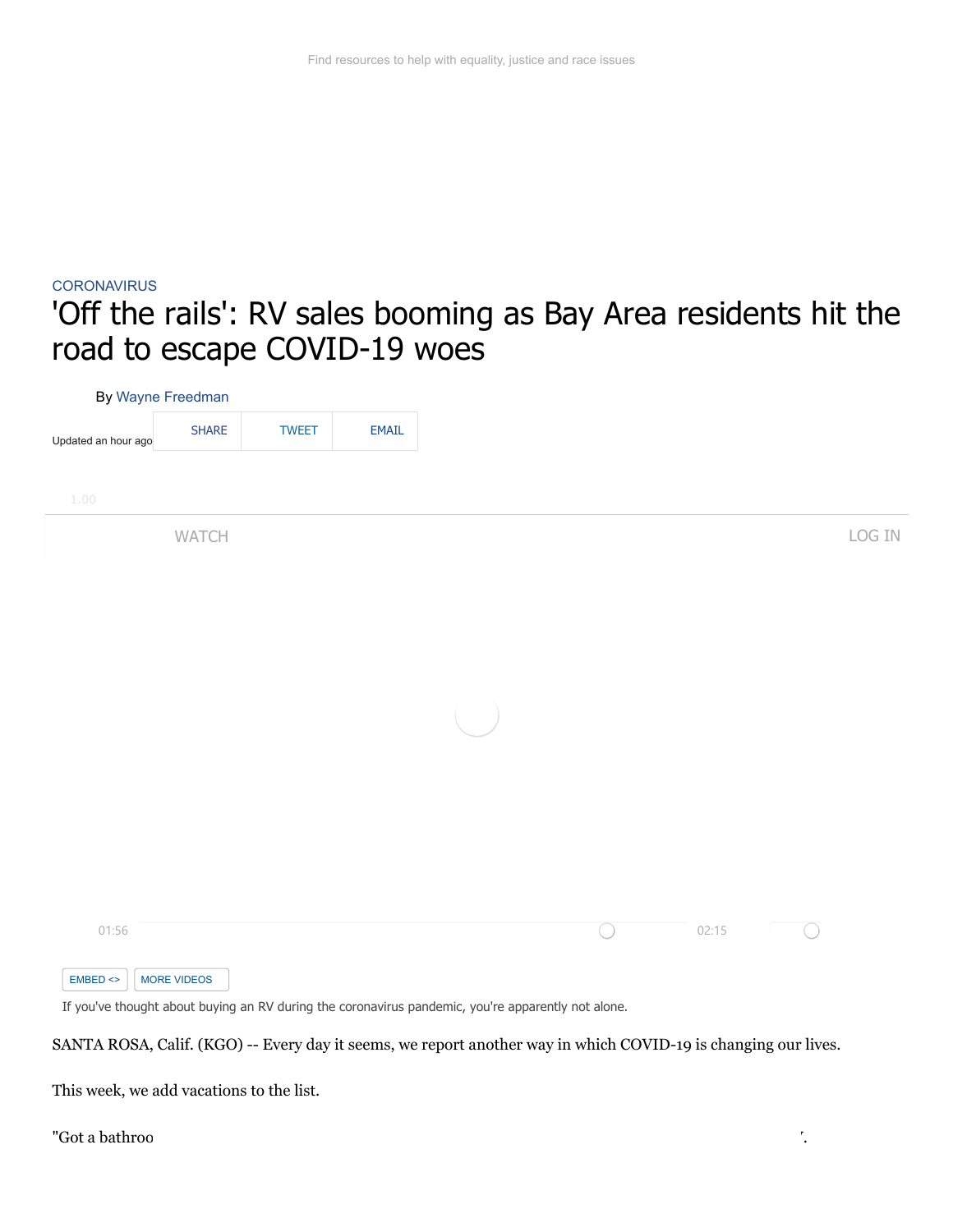Find resources to help with equality, justice and race issues

CORONAVIRUS

# 'Off the rails': RV sales booming as Bay Area residents hit the road to escape COVID-19 woes

By Wayne Freedman

Updated an hour ago

SHARE TWEET EMAIL

WATCH LOG IN

01:56 02:15

EMBED <> MORE VIDEOS

If you've thought about buying an RV during the coronavirus pandemic, you're apparently not alone.

SANTA ROSA, Calif. (KGO) -- Every day it seems, we report another way in which COVID-19 is changing our lives.

This week, we add vacations to the list.

"Got a bathroo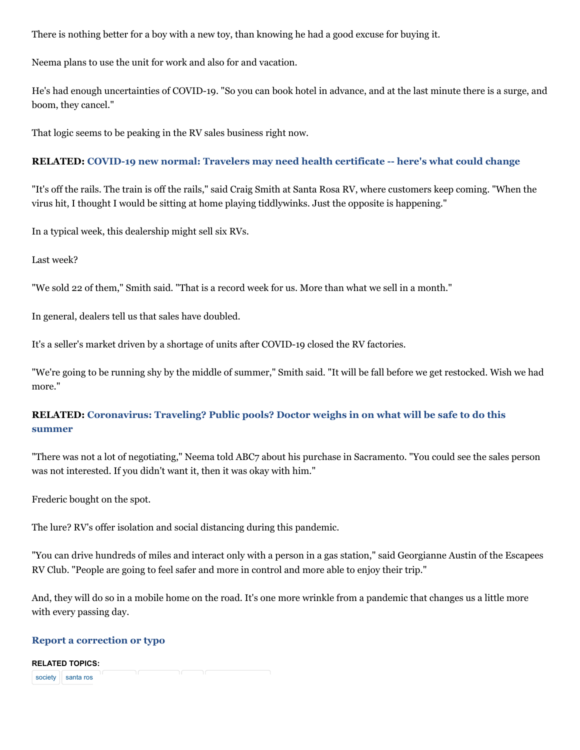There is nothing better for a boy with a new toy, than knowing he had a good excuse for buying it.

Neema plans to use the unit for work and also for and vacation.

He's had enough uncertainties of COVID-19. "So you can book hotel in advance, and at the last minute there is a surge, and boom, they cancel."

That logic seems to be peaking in the RV sales business right now.

**RELATED: COVID-19 new normal: Travelers may need health certificate -- here's what could change**

"It's off the rails. The train is off the rails," said Craig Smith at Santa Rosa RV, where customers keep coming. "When the virus hit, I thought I would be sitting at home playing tiddlywinks. Just the opposite is happening."

In a typical week, this dealership might sell six RVs.

Last week?

"We sold 22 of them," Smith said. "That is a record week for us. More than what we sell in a month."

In general, dealers tell us that sales have doubled.

It's a seller's market driven by a shortage of units after COVID-19 closed the RV factories.

"We're going to be running shy by the middle of summer," Smith said. "It will be fall before we get restocked. Wish we had more."

**RELATED: Coronavirus: Traveling? Public pools? Doctor weighs in on what will be safe to do this summer**

"There was not a lot of negotiating," Neema told ABC7 about his purchase in Sacramento. "You could see the sales person was not interested. If you didn't want it, then it was okay with him."

Frederic bought on the spot.

The lure? RV's offer isolation and social distancing during this pandemic.

"You can drive hundreds of miles and interact only with a person in a gas station," said Georgianne Austin of the Escapees RV Club. "People are going to feel safer and more in control and more able to enjoy their trip."

And, they will do so in a mobile home on the road. It's one more wrinkle from a pandemic that changes us a little more with every passing day.

**Report a correction or typo**

**RELATED TOPICS:**

society santa ros